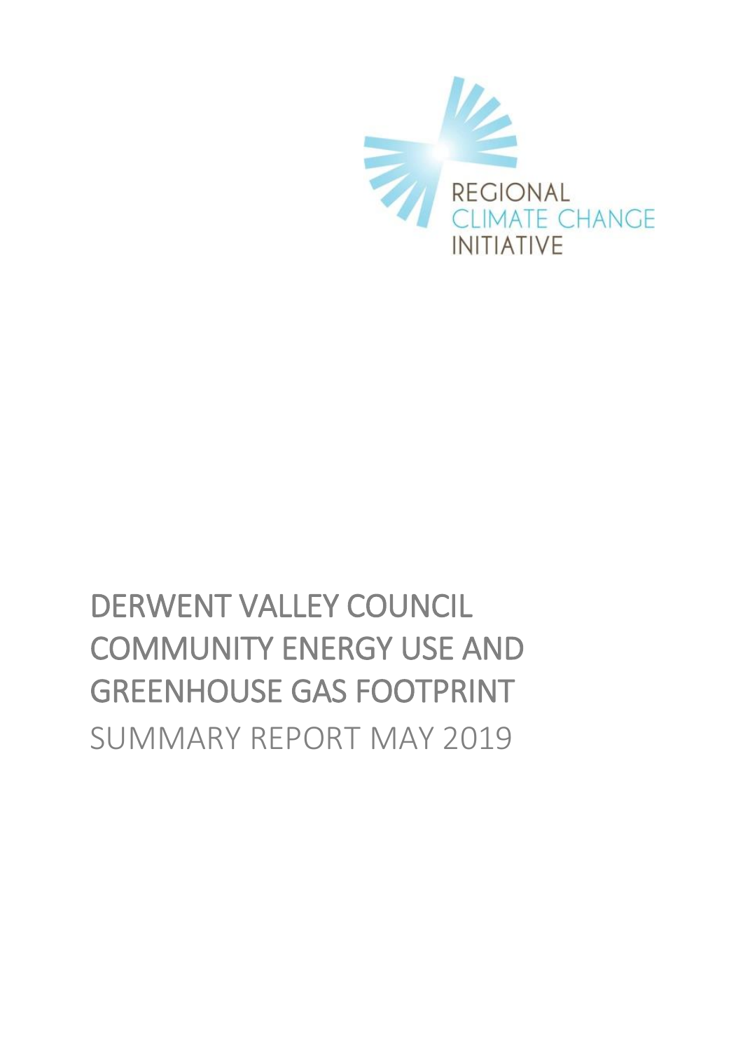REGIONAL CLIMATE CHANGE INITIATIVE

# DERWENT VALLEY COUNCIL COMMUNITY ENERGY USE AND GREENHOUSE GAS FOOTPRINT

SUMMARY REPORT MAY 2019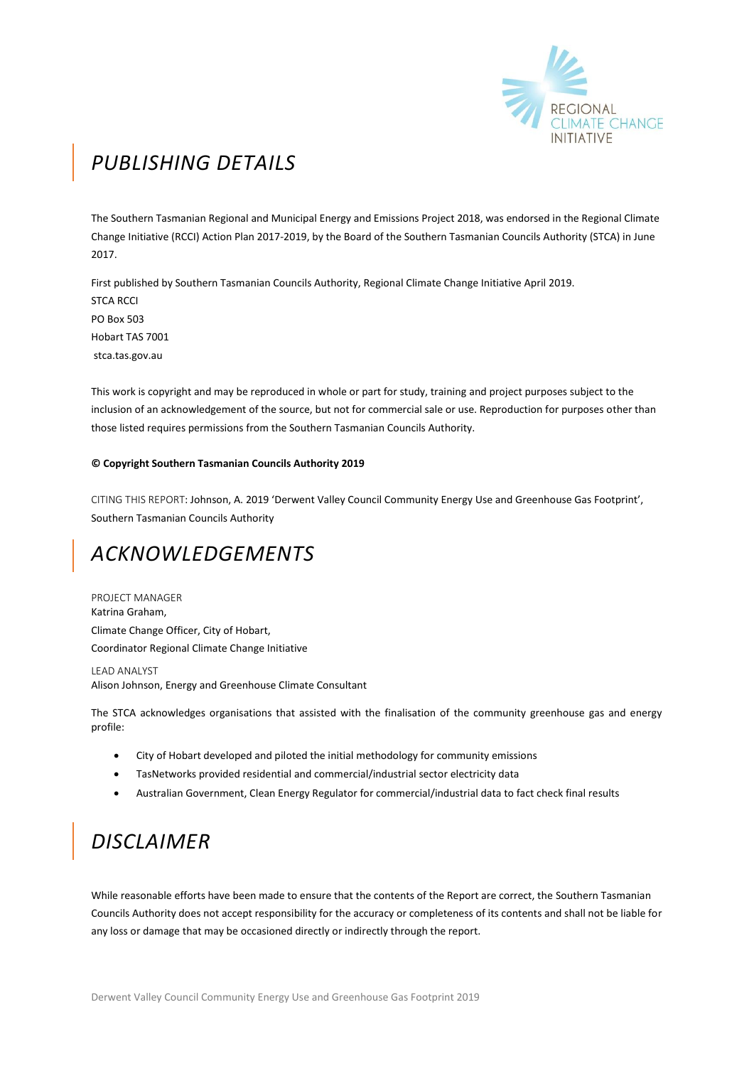# PUBLISHING DETAILS

The Southern Tasmanian Regional and Municipal Energy and Emissions Project 2018, was endorsed in the Regional Climate Change Initiative (RCCI) Action Plan 2017-2019, by the Board of the Southern Tasmanian Councils Authority (STCA) in June 2017.

First published by Southern Tasmanian Councils Authority, Regional Climate Change Initiative April 2019.
STCA RCCI
PO Box 503
Hobart TAS 7001
stca.tas.gov.au

This work is copyright and may be reproduced in whole or part for study, training and project purposes subject to the inclusion of an acknowledgement of the source, but not for commercial sale or use. Reproduction for purposes other than those listed requires permissions from the Southern Tasmanian Councils Authority.

**© Copyright Southern Tasmanian Councils Authority 2019**

CITING THIS REPORT: Johnson, A. 2019 'Derwent Valley Council Community Energy Use and Greenhouse Gas Footprint', Southern Tasmanian Councils Authority

# ACKNOWLEDGEMENTS

PROJECT MANAGER
Katrina Graham,
Climate Change Officer, City of Hobart,
Coordinator Regional Climate Change Initiative

LEAD ANALYST
Alison Johnson, Energy and Greenhouse Climate Consultant

The STCA acknowledges organisations that assisted with the finalisation of the community greenhouse gas and energy profile:

- City of Hobart developed and piloted the initial methodology for community emissions
- TasNetworks provided residential and commercial/industrial sector electricity data
- Australian Government, Clean Energy Regulator for commercial/industrial data to fact check final results

# DISCLAIMER

While reasonable efforts have been made to ensure that the contents of the Report are correct, the Southern Tasmanian Councils Authority does not accept responsibility for the accuracy or completeness of its contents and shall not be liable for any loss or damage that may be occasioned directly or indirectly through the report.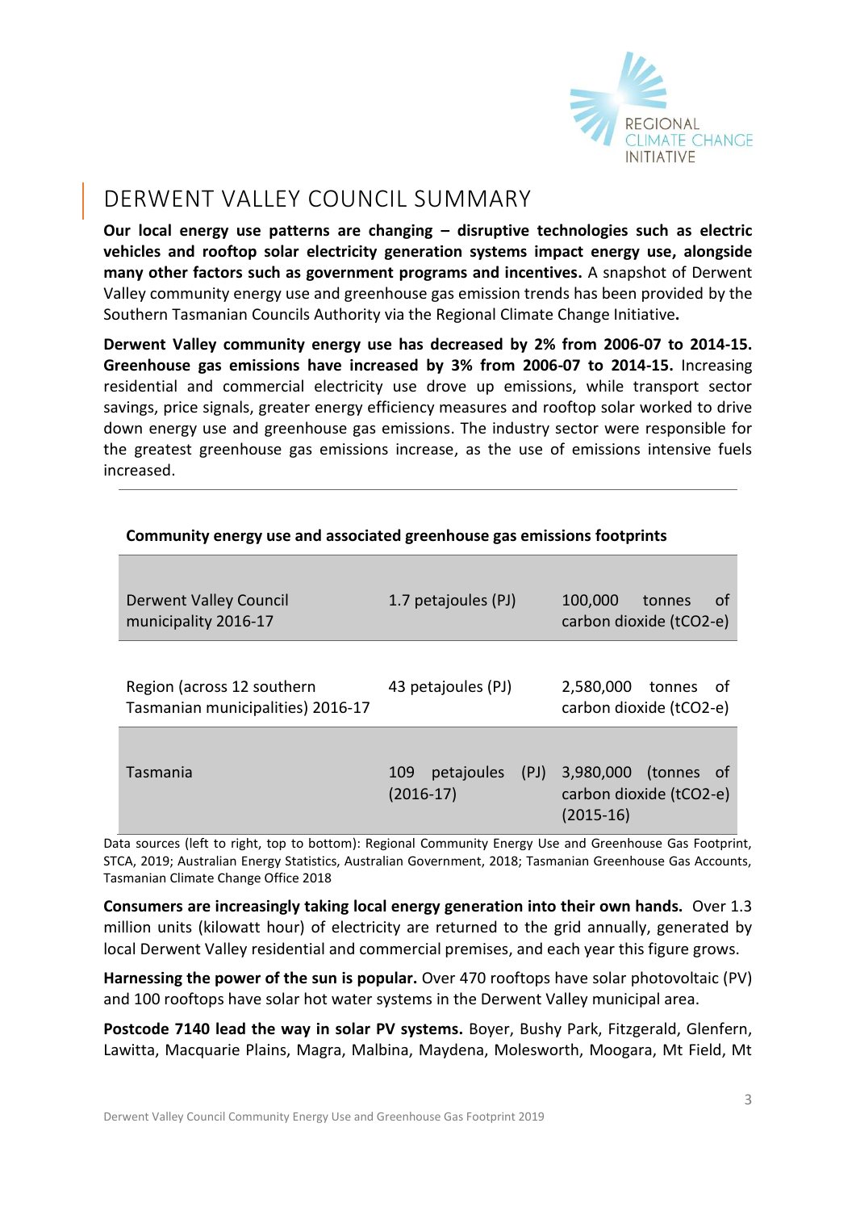## DERWENT VALLEY COUNCIL SUMMARY

**Our local energy use patterns are changing – disruptive technologies such as electric vehicles and rooftop solar electricity generation systems impact energy use, alongside many other factors such as government programs and incentives.** A snapshot of Derwent Valley community energy use and greenhouse gas emission trends has been provided by the Southern Tasmanian Councils Authority via the Regional Climate Change Initiative**.**

**Derwent Valley community energy use has decreased by 2% from 2006-07 to 2014-15. Greenhouse gas emissions have increased by 3% from 2006-07 to 2014-15.** Increasing residential and commercial electricity use drove up emissions, while transport sector savings, price signals, greater energy efficiency measures and rooftop solar worked to drive down energy use and greenhouse gas emissions. The industry sector were responsible for the greatest greenhouse gas emissions increase, as the use of emissions intensive fuels increased.

**Community energy use and associated greenhouse gas emissions footprints**

| | | |
|---|---|---|
| Derwent Valley Council municipality 2016-17 | 1.7 petajoules (PJ) | 100,000 tonnes of carbon dioxide (tCO2-e) |
| Region (across 12 southern Tasmanian municipalities) 2016-17 | 43 petajoules (PJ) | 2,580,000 tonnes of carbon dioxide (tCO2-e) |
| Tasmania | 109 petajoules (PJ) (2016-17) | 3,980,000 (tonnes of carbon dioxide (tCO2-e) (2015-16) |

Data sources (left to right, top to bottom): Regional Community Energy Use and Greenhouse Gas Footprint, STCA, 2019; Australian Energy Statistics, Australian Government, 2018; Tasmanian Greenhouse Gas Accounts, Tasmanian Climate Change Office 2018

**Consumers are increasingly taking local energy generation into their own hands.** Over 1.3 million units (kilowatt hour) of electricity are returned to the grid annually, generated by local Derwent Valley residential and commercial premises, and each year this figure grows.

**Harnessing the power of the sun is popular.** Over 470 rooftops have solar photovoltaic (PV) and 100 rooftops have solar hot water systems in the Derwent Valley municipal area.

**Postcode 7140 lead the way in solar PV systems.** Boyer, Bushy Park, Fitzgerald, Glenfern, Lawitta, Macquarie Plains, Magra, Malbina, Maydena, Molesworth, Moogara, Mt Field, Mt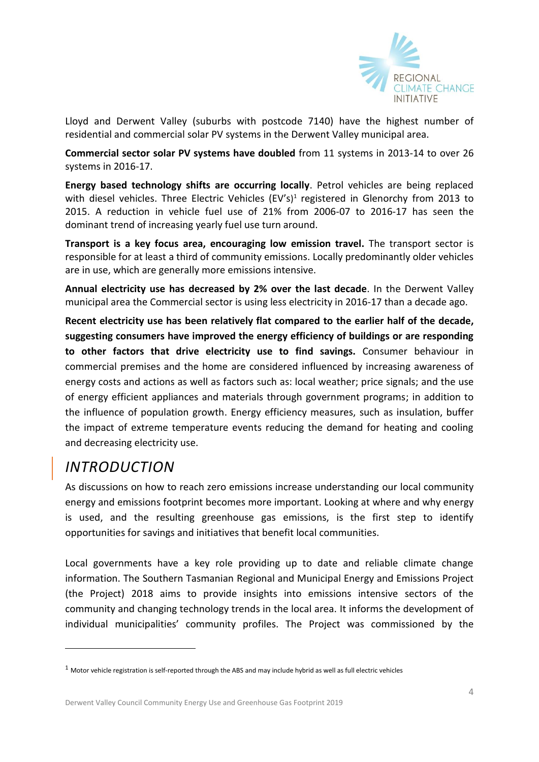Lloyd and Derwent Valley (suburbs with postcode 7140) have the highest number of residential and commercial solar PV systems in the Derwent Valley municipal area.

**Commercial sector solar PV systems have doubled** from 11 systems in 2013-14 to over 26 systems in 2016-17.

**Energy based technology shifts are occurring locally**. Petrol vehicles are being replaced with diesel vehicles. Three Electric Vehicles (EV's)[1] registered in Glenorchy from 2013 to 2015. A reduction in vehicle fuel use of 21% from 2006-07 to 2016-17 has seen the dominant trend of increasing yearly fuel use turn around.

**Transport is a key focus area, encouraging low emission travel.** The transport sector is responsible for at least a third of community emissions. Locally predominantly older vehicles are in use, which are generally more emissions intensive.

**Annual electricity use has decreased by 2% over the last decade**. In the Derwent Valley municipal area the Commercial sector is using less electricity in 2016-17 than a decade ago.

**Recent electricity use has been relatively flat compared to the earlier half of the decade, suggesting consumers have improved the energy efficiency of buildings or are responding to other factors that drive electricity use to find savings.** Consumer behaviour in commercial premises and the home are considered influenced by increasing awareness of energy costs and actions as well as factors such as: local weather; price signals; and the use of energy efficient appliances and materials through government programs; in addition to the influence of population growth. Energy efficiency measures, such as insulation, buffer the impact of extreme temperature events reducing the demand for heating and cooling and decreasing electricity use.

# *INTRODUCTION*

As discussions on how to reach zero emissions increase understanding our local community energy and emissions footprint becomes more important. Looking at where and why energy is used, and the resulting greenhouse gas emissions, is the first step to identify opportunities for savings and initiatives that benefit local communities.

Local governments have a key role providing up to date and reliable climate change information. The Southern Tasmanian Regional and Municipal Energy and Emissions Project (the Project) 2018 aims to provide insights into emissions intensive sectors of the community and changing technology trends in the local area. It informs the development of individual municipalities' community profiles. The Project was commissioned by the

[1] Motor vehicle registration is self-reported through the ABS and may include hybrid as well as full electric vehicles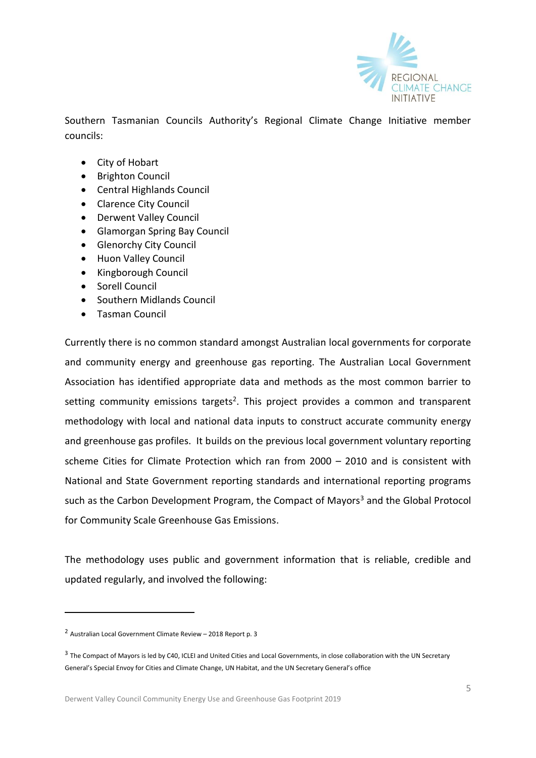Southern Tasmanian Councils Authority's Regional Climate Change Initiative member councils:

- City of Hobart
- Brighton Council
- Central Highlands Council
- Clarence City Council
- Derwent Valley Council
- Glamorgan Spring Bay Council
- Glenorchy City Council
- Huon Valley Council
- Kingborough Council
- Sorell Council
- Southern Midlands Council
- Tasman Council

Currently there is no common standard amongst Australian local governments for corporate and community energy and greenhouse gas reporting. The Australian Local Government Association has identified appropriate data and methods as the most common barrier to setting community emissions targets[2]. This project provides a common and transparent methodology with local and national data inputs to construct accurate community energy and greenhouse gas profiles. It builds on the previous local government voluntary reporting scheme Cities for Climate Protection which ran from 2000 – 2010 and is consistent with National and State Government reporting standards and international reporting programs such as the Carbon Development Program, the Compact of Mayors[3] and the Global Protocol for Community Scale Greenhouse Gas Emissions.

The methodology uses public and government information that is reliable, credible and updated regularly, and involved the following:

---

[2] Australian Local Government Climate Review – 2018 Report p. 3

[3] The Compact of Mayors is led by C40, ICLEI and United Cities and Local Governments, in close collaboration with the UN Secretary General's Special Envoy for Cities and Climate Change, UN Habitat, and the UN Secretary General's office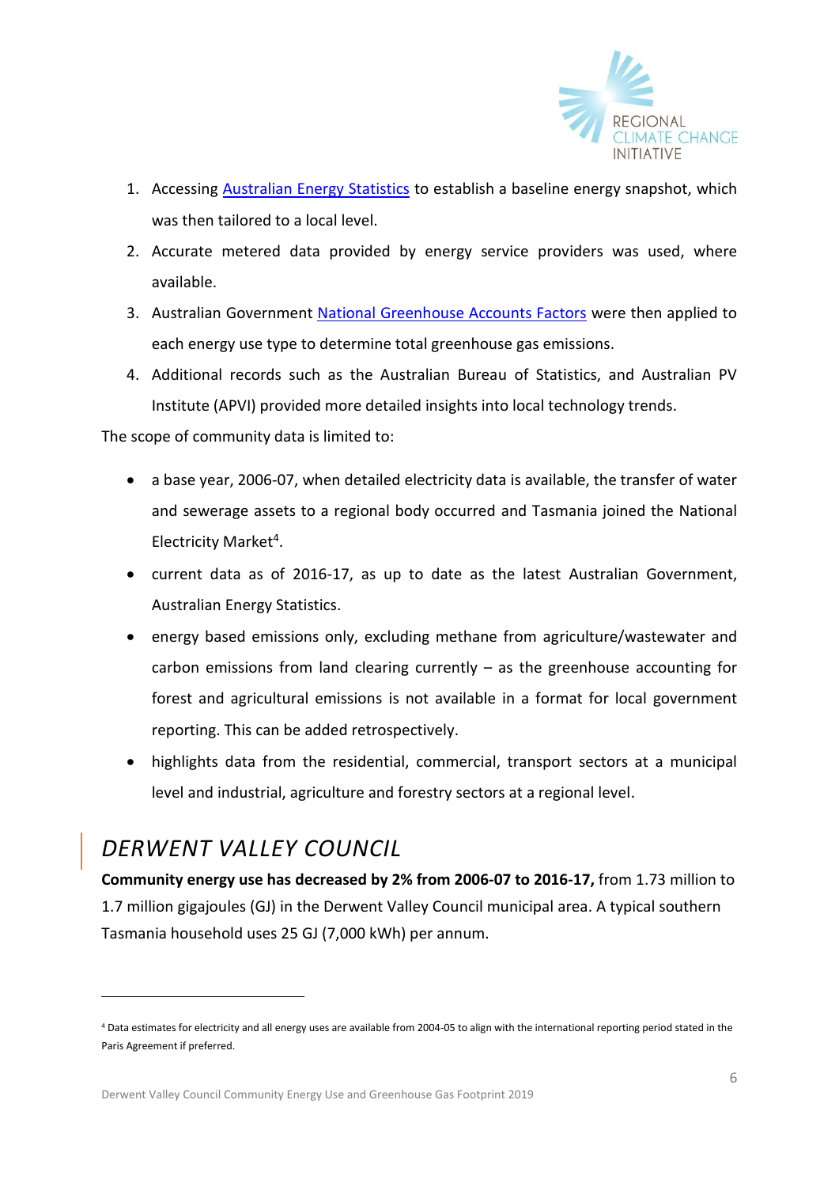1. Accessing [Australian Energy Statistics] to establish a baseline energy snapshot, which was then tailored to a local level.
2. Accurate metered data provided by energy service providers was used, where available.
3. Australian Government [National Greenhouse Accounts Factors] were then applied to each energy use type to determine total greenhouse gas emissions.
4. Additional records such as the Australian Bureau of Statistics, and Australian PV Institute (APVI) provided more detailed insights into local technology trends.

The scope of community data is limited to:

- a base year, 2006-07, when detailed electricity data is available, the transfer of water and sewerage assets to a regional body occurred and Tasmania joined the National Electricity Market[4].
- current data as of 2016-17, as up to date as the latest Australian Government, Australian Energy Statistics.
- energy based emissions only, excluding methane from agriculture/wastewater and carbon emissions from land clearing currently – as the greenhouse accounting for forest and agricultural emissions is not available in a format for local government reporting. This can be added retrospectively.
- highlights data from the residential, commercial, transport sectors at a municipal level and industrial, agriculture and forestry sectors at a regional level.

## *DERWENT VALLEY COUNCIL*

**Community energy use has decreased by 2% from 2006-07 to 2016-17,** from 1.73 million to 1.7 million gigajoules (GJ) in the Derwent Valley Council municipal area. A typical southern Tasmania household uses 25 GJ (7,000 kWh) per annum.

---

[4] Data estimates for electricity and all energy uses are available from 2004-05 to align with the international reporting period stated in the Paris Agreement if preferred.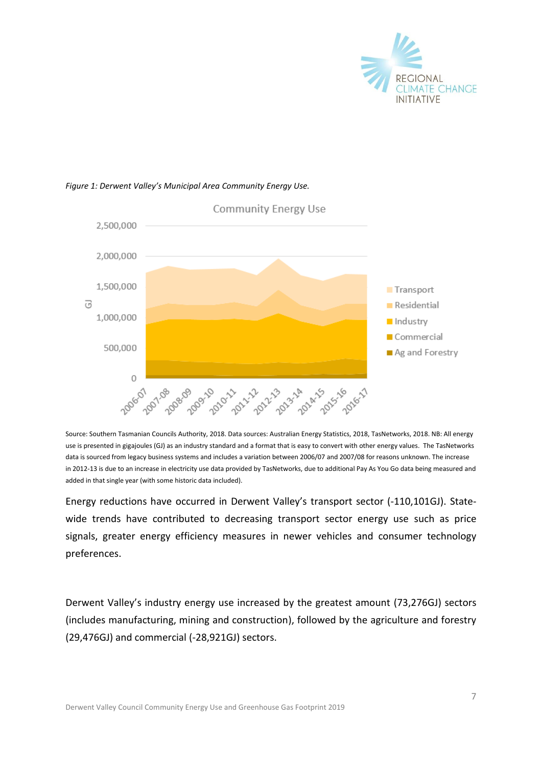*Figure 1: Derwent Valley's Municipal Area Community Energy Use.*

Source: Southern Tasmanian Councils Authority, 2018. Data sources: Australian Energy Statistics, 2018, TasNetworks, 2018. NB: All energy use is presented in gigajoules (GJ) as an industry standard and a format that is easy to convert with other energy values. The TasNetworks data is sourced from legacy business systems and includes a variation between 2006/07 and 2007/08 for reasons unknown. The increase in 2012-13 is due to an increase in electricity use data provided by TasNetworks, due to additional Pay As You Go data being measured and added in that single year (with some historic data included).

Energy reductions have occurred in Derwent Valley's transport sector (-110,101GJ). State-wide trends have contributed to decreasing transport sector energy use such as price signals, greater energy efficiency measures in newer vehicles and consumer technology preferences.

Derwent Valley's industry energy use increased by the greatest amount (73,276GJ) sectors (includes manufacturing, mining and construction), followed by the agriculture and forestry (29,476GJ) and commercial (-28,921GJ) sectors.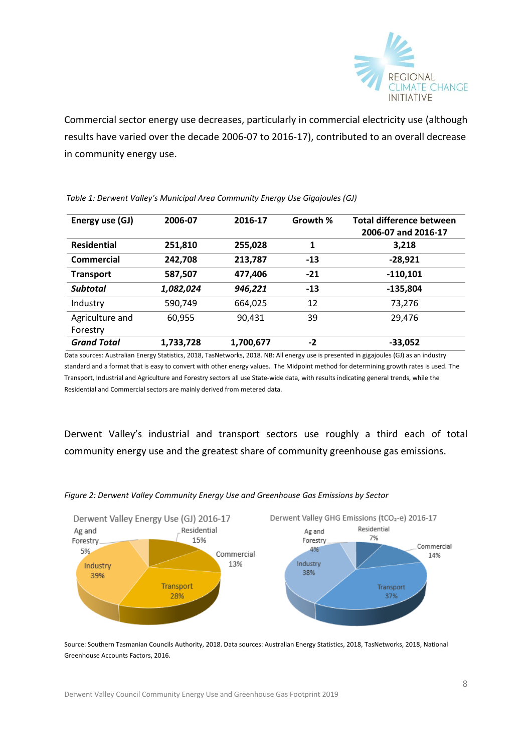Commercial sector energy use decreases, particularly in commercial electricity use (although results have varied over the decade 2006-07 to 2016-17), contributed to an overall decrease in community energy use.

*Table 1: Derwent Valley's Municipal Area Community Energy Use Gigajoules (GJ)*

| Energy use (GJ) | 2006-07 | 2016-17 | Growth % | Total difference between 2006-07 and 2016-17 |
|---|---|---|---|---|
| **Residential** | **251,810** | **255,028** | **1** | **3,218** |
| **Commercial** | **242,708** | **213,787** | **-13** | **-28,921** |
| **Transport** | **587,507** | **477,406** | **-21** | **-110,101** |
| ***Subtotal*** | ***1,082,024*** | ***946,221*** | **-13** | **-135,804** |
| Industry | 590,749 | 664,025 | 12 | 73,276 |
| Agriculture and Forestry | 60,955 | 90,431 | 39 | 29,476 |
| ***Grand Total*** | **1,733,728** | **1,700,677** | **-2** | **-33,052** |

Data sources: Australian Energy Statistics, 2018, TasNetworks, 2018. NB: All energy use is presented in gigajoules (GJ) as an industry standard and a format that is easy to convert with other energy values. The Midpoint method for determining growth rates is used. The Transport, Industrial and Agriculture and Forestry sectors all use State-wide data, with results indicating general trends, while the Residential and Commercial sectors are mainly derived from metered data.

Derwent Valley's industrial and transport sectors use roughly a third each of total community energy use and the greatest share of community greenhouse gas emissions.

*Figure 2: Derwent Valley Community Energy Use and Greenhouse Gas Emissions by Sector*

Source: Southern Tasmanian Councils Authority, 2018. Data sources: Australian Energy Statistics, 2018, TasNetworks, 2018, National Greenhouse Accounts Factors, 2016.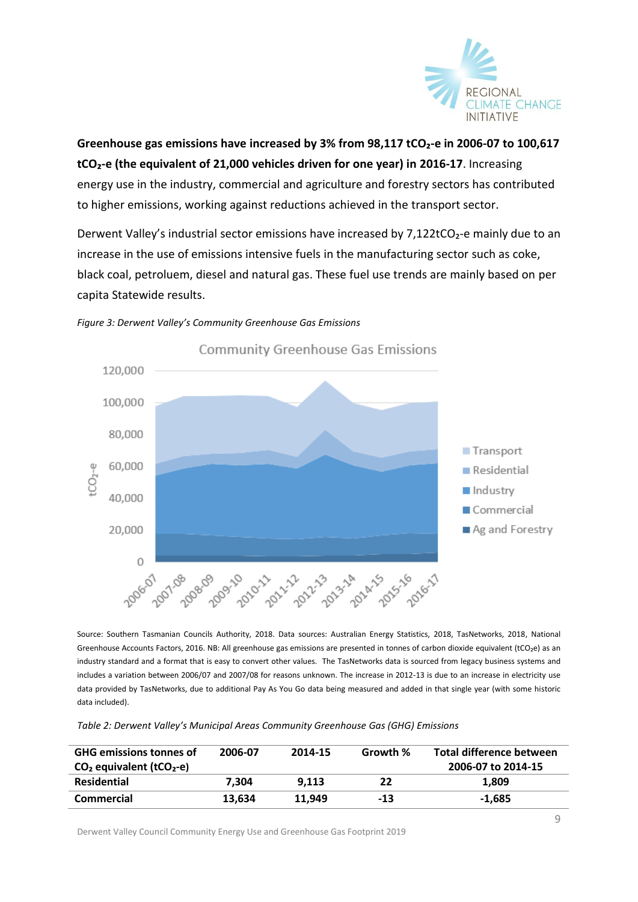**Greenhouse gas emissions have increased by 3% from 98,117 $tCO_2$-e in 2006-07 to 100,617 $tCO_2$-e (the equivalent of 21,000 vehicles driven for one year) in 2016-17**. Increasing energy use in the industry, commercial and agriculture and forestry sectors has contributed to higher emissions, working against reductions achieved in the transport sector.

Derwent Valley's industrial sector emissions have increased by 7,122$tCO_2$-e mainly due to an increase in the use of emissions intensive fuels in the manufacturing sector such as coke, black coal, petroluem, diesel and natural gas. These fuel use trends are mainly based on per capita Statewide results.

*Figure 3: Derwent Valley's Community Greenhouse Gas Emissions*

Source: Southern Tasmanian Councils Authority, 2018. Data sources: Australian Energy Statistics, 2018, TasNetworks, 2018, National Greenhouse Accounts Factors, 2016. NB: All greenhouse gas emissions are presented in tonnes of carbon dioxide equivalent ($tCO_2e$) as an industry standard and a format that is easy to convert other values. The TasNetworks data is sourced from legacy business systems and includes a variation between 2006/07 and 2007/08 for reasons unknown. The increase in 2012-13 is due to an increase in electricity use data provided by TasNetworks, due to additional Pay As You Go data being measured and added in that single year (with some historic data included).

*Table 2: Derwent Valley's Municipal Areas Community Greenhouse Gas (GHG) Emissions*

| GHG emissions tonnes of $CO_2$ equivalent ($tCO_2$-e) | 2006-07 | 2014-15 | Growth % | Total difference between 2006-07 to 2014-15 |
|---|---|---|---|---|
| **Residential** | 7,304 | 9,113 | 22 | 1,809 |
| **Commercial** | 13,634 | 11,949 | -13 | -1,685 |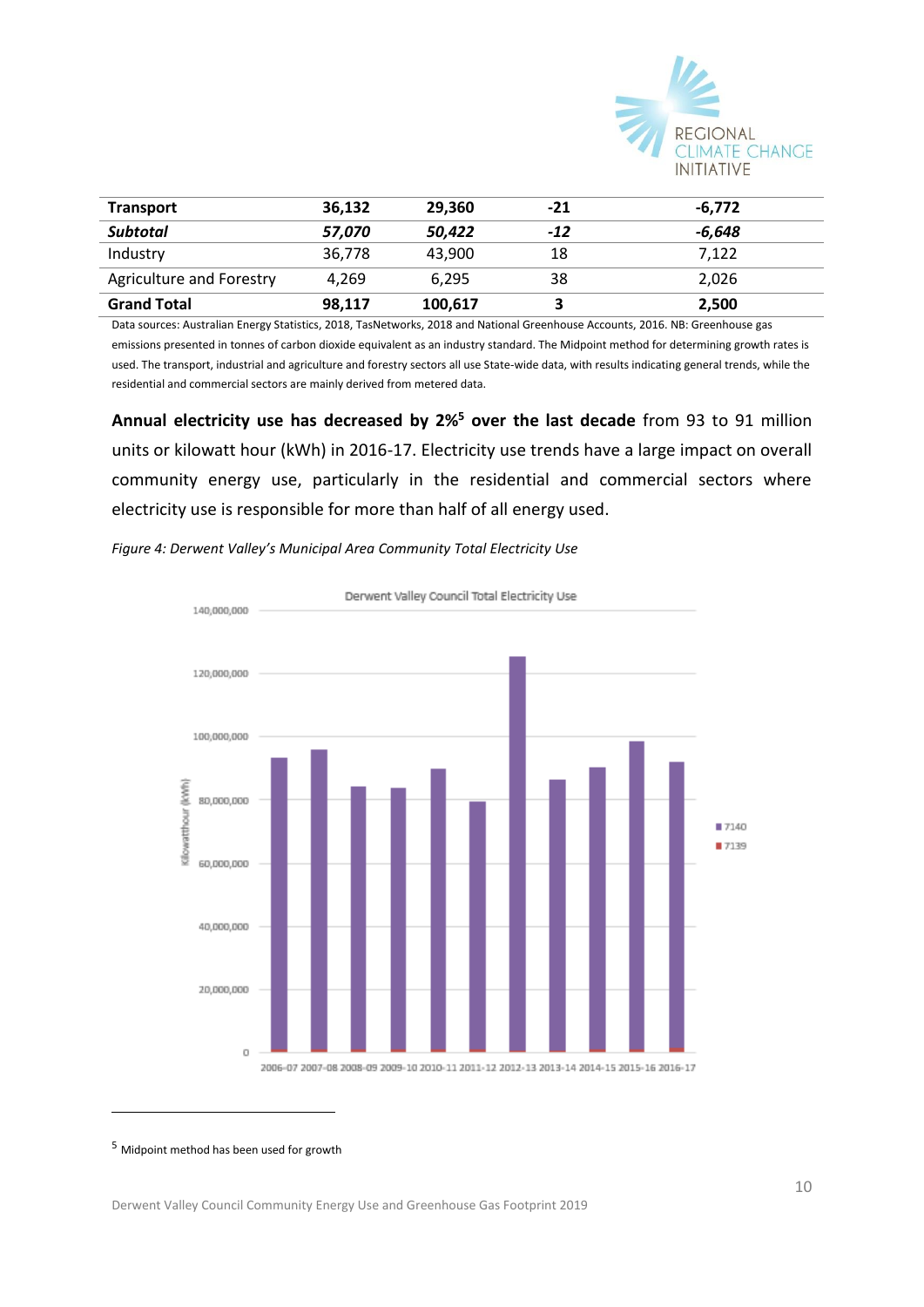| Transport | 36,132 | 29,360 | -21 | -6,772 |
|---|---|---|---|---|
| ***Subtotal*** | ***57,070*** | ***50,422*** | ***-12*** | ***-6,648*** |
| Industry | 36,778 | 43,900 | 18 | 7,122 |
| Agriculture and Forestry | 4,269 | 6,295 | 38 | 2,026 |
| **Grand Total** | **98,117** | **100,617** | **3** | **2,500** |

Data sources: Australian Energy Statistics, 2018, TasNetworks, 2018 and National Greenhouse Accounts, 2016. NB: Greenhouse gas emissions presented in tonnes of carbon dioxide equivalent as an industry standard. The Midpoint method for determining growth rates is used. The transport, industrial and agriculture and forestry sectors all use State-wide data, with results indicating general trends, while the residential and commercial sectors are mainly derived from metered data.

**Annual electricity use has decreased by 2%[5] over the last decade** from 93 to 91 million units or kilowatt hour (kWh) in 2016-17. Electricity use trends have a large impact on overall community energy use, particularly in the residential and commercial sectors where electricity use is responsible for more than half of all energy used.

*Figure 4: Derwent Valley's Municipal Area Community Total Electricity Use*

Derwent Valley Council Total Electricity Use

[5] Midpoint method has been used for growth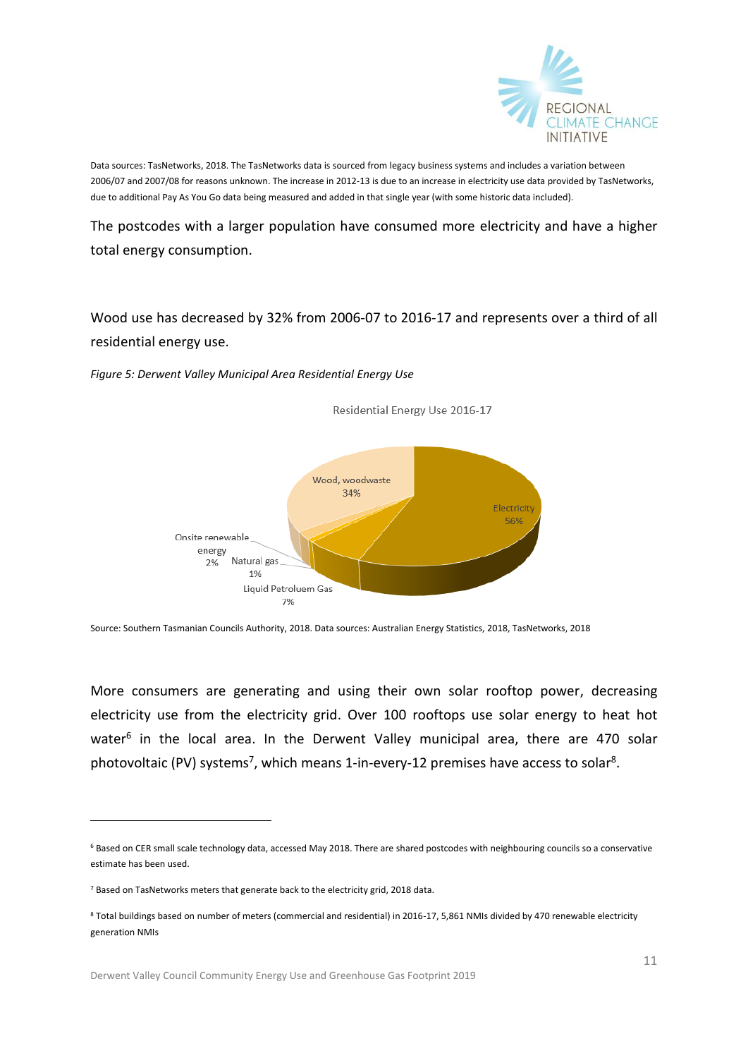Data sources: TasNetworks, 2018. The TasNetworks data is sourced from legacy business systems and includes a variation between 2006/07 and 2007/08 for reasons unknown. The increase in 2012-13 is due to an increase in electricity use data provided by TasNetworks, due to additional Pay As You Go data being measured and added in that single year (with some historic data included).

The postcodes with a larger population have consumed more electricity and have a higher total energy consumption.

Wood use has decreased by 32% from 2006-07 to 2016-17 and represents over a third of all residential energy use.

*Figure 5: Derwent Valley Municipal Area Residential Energy Use*

Residential Energy Use 2016-17

| Source | Share |
| --- | --- |
| Electricity | 56% |
| Wood, woodwaste | 34% |
| Liquid Petroluem Gas | 7% |
| Onsite renewable energy | 2% |
| Natural gas | 1% |

Source: Southern Tasmanian Councils Authority, 2018. Data sources: Australian Energy Statistics, 2018, TasNetworks, 2018

More consumers are generating and using their own solar rooftop power, decreasing electricity use from the electricity grid. Over 100 rooftops use solar energy to heat hot water[6] in the local area. In the Derwent Valley municipal area, there are 470 solar photovoltaic (PV) systems[7], which means 1-in-every-12 premises have access to solar[8].

---

[6] Based on CER small scale technology data, accessed May 2018. There are shared postcodes with neighbouring councils so a conservative estimate has been used.

[7] Based on TasNetworks meters that generate back to the electricity grid, 2018 data.

[8] Total buildings based on number of meters (commercial and residential) in 2016-17, 5,861 NMIs divided by 470 renewable electricity generation NMIs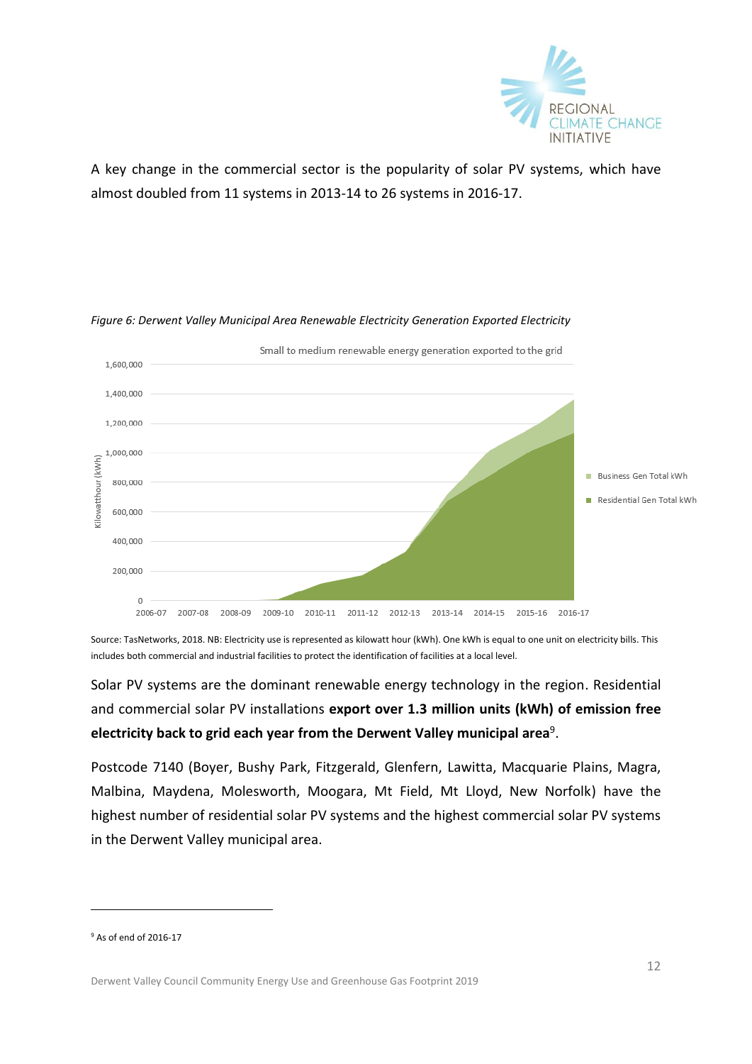A key change in the commercial sector is the popularity of solar PV systems, which have almost doubled from 11 systems in 2013-14 to 26 systems in 2016-17.

*Figure 6: Derwent Valley Municipal Area Renewable Electricity Generation Exported Electricity*

Source: TasNetworks, 2018. NB: Electricity use is represented as kilowatt hour (kWh). One kWh is equal to one unit on electricity bills. This includes both commercial and industrial facilities to protect the identification of facilities at a local level.

Solar PV systems are the dominant renewable energy technology in the region. Residential and commercial solar PV installations **export over 1.3 million units (kWh) of emission free electricity back to grid each year from the Derwent Valley municipal area**[9].

Postcode 7140 (Boyer, Bushy Park, Fitzgerald, Glenfern, Lawitta, Macquarie Plains, Magra, Malbina, Maydena, Molesworth, Moogara, Mt Field, Mt Lloyd, New Norfolk) have the highest number of residential solar PV systems and the highest commercial solar PV systems in the Derwent Valley municipal area.

---

[9] As of end of 2016-17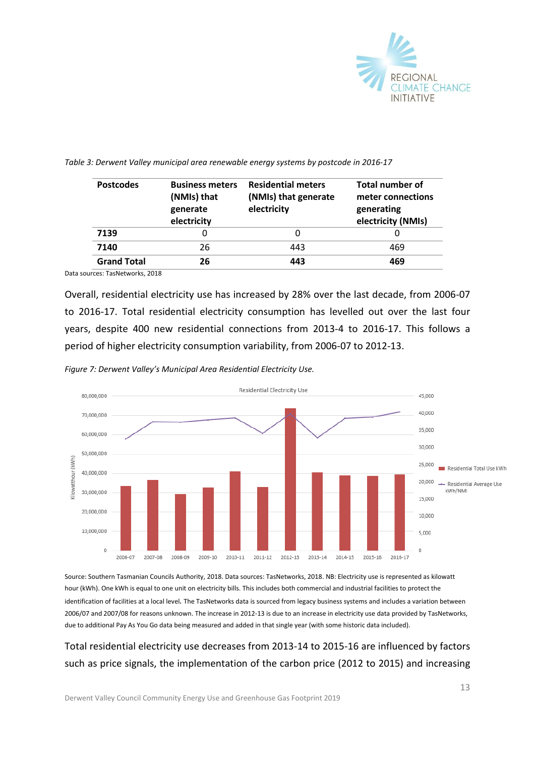*Table 3: Derwent Valley municipal area renewable energy systems by postcode in 2016-17*

| Postcodes | Business meters (NMIs) that generate electricity | Residential meters (NMIs) that generate electricity | Total number of meter connections generating electricity (NMIs) |
|---|---|---|---|
| **7139** | 0 | 0 | 0 |
| **7140** | 26 | 443 | 469 |
| **Grand Total** | **26** | **443** | **469** |

Data sources: TasNetworks, 2018

Overall, residential electricity use has increased by 28% over the last decade, from 2006-07 to 2016-17. Total residential electricity consumption has levelled out over the last four years, despite 400 new residential connections from 2013-4 to 2016-17. This follows a period of higher electricity consumption variability, from 2006-07 to 2012-13.

*Figure 7: Derwent Valley's Municipal Area Residential Electricity Use.*

Source: Southern Tasmanian Councils Authority, 2018. Data sources: TasNetworks, 2018. NB: Electricity use is represented as kilowatt hour (kWh). One kWh is equal to one unit on electricity bills. This includes both commercial and industrial facilities to protect the identification of facilities at a local level. The TasNetworks data is sourced from legacy business systems and includes a variation between 2006/07 and 2007/08 for reasons unknown. The increase in 2012-13 is due to an increase in electricity use data provided by TasNetworks, due to additional Pay As You Go data being measured and added in that single year (with some historic data included).

Total residential electricity use decreases from 2013-14 to 2015-16 are influenced by factors such as price signals, the implementation of the carbon price (2012 to 2015) and increasing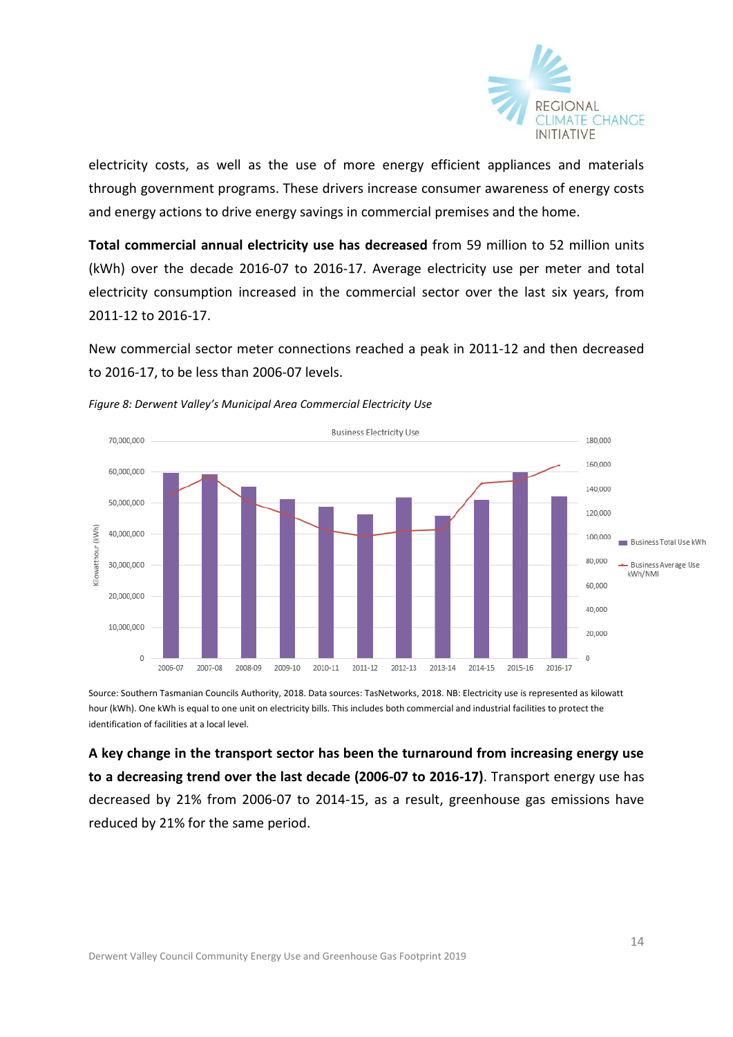electricity costs, as well as the use of more energy efficient appliances and materials through government programs. These drivers increase consumer awareness of energy costs and energy actions to drive energy savings in commercial premises and the home.

**Total commercial annual electricity use has decreased** from 59 million to 52 million units (kWh) over the decade 2016-07 to 2016-17. Average electricity use per meter and total electricity consumption increased in the commercial sector over the last six years, from 2011-12 to 2016-17.

New commercial sector meter connections reached a peak in 2011-12 and then decreased to 2016-17, to be less than 2006-07 levels.

*Figure 8: Derwent Valley's Municipal Area Commercial Electricity Use*

Business Electricity Use

Source: Southern Tasmanian Councils Authority, 2018. Data sources: TasNetworks, 2018. NB: Electricity use is represented as kilowatt hour (kWh). One kWh is equal to one unit on electricity bills. This includes both commercial and industrial facilities to protect the identification of facilities at a local level.

**A key change in the transport sector has been the turnaround from increasing energy use to a decreasing trend over the last decade (2006-07 to 2016-17)**. Transport energy use has decreased by 21% from 2006-07 to 2014-15, as a result, greenhouse gas emissions have reduced by 21% for the same period.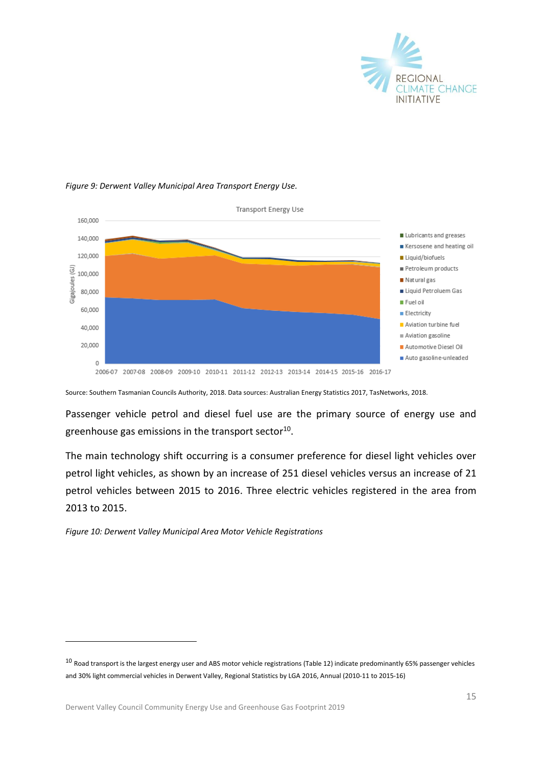*Figure 9: Derwent Valley Municipal Area Transport Energy Use.*

Source: Southern Tasmanian Councils Authority, 2018. Data sources: Australian Energy Statistics 2017, TasNetworks, 2018.

Passenger vehicle petrol and diesel fuel use are the primary source of energy use and greenhouse gas emissions in the transport sector[10].

The main technology shift occurring is a consumer preference for diesel light vehicles over petrol light vehicles, as shown by an increase of 251 diesel vehicles versus an increase of 21 petrol vehicles between 2015 to 2016. Three electric vehicles registered in the area from 2013 to 2015.

*Figure 10: Derwent Valley Municipal Area Motor Vehicle Registrations*

---

[10] Road transport is the largest energy user and ABS motor vehicle registrations (Table 12) indicate predominantly 65% passenger vehicles and 30% light commercial vehicles in Derwent Valley, Regional Statistics by LGA 2016, Annual (2010-11 to 2015-16)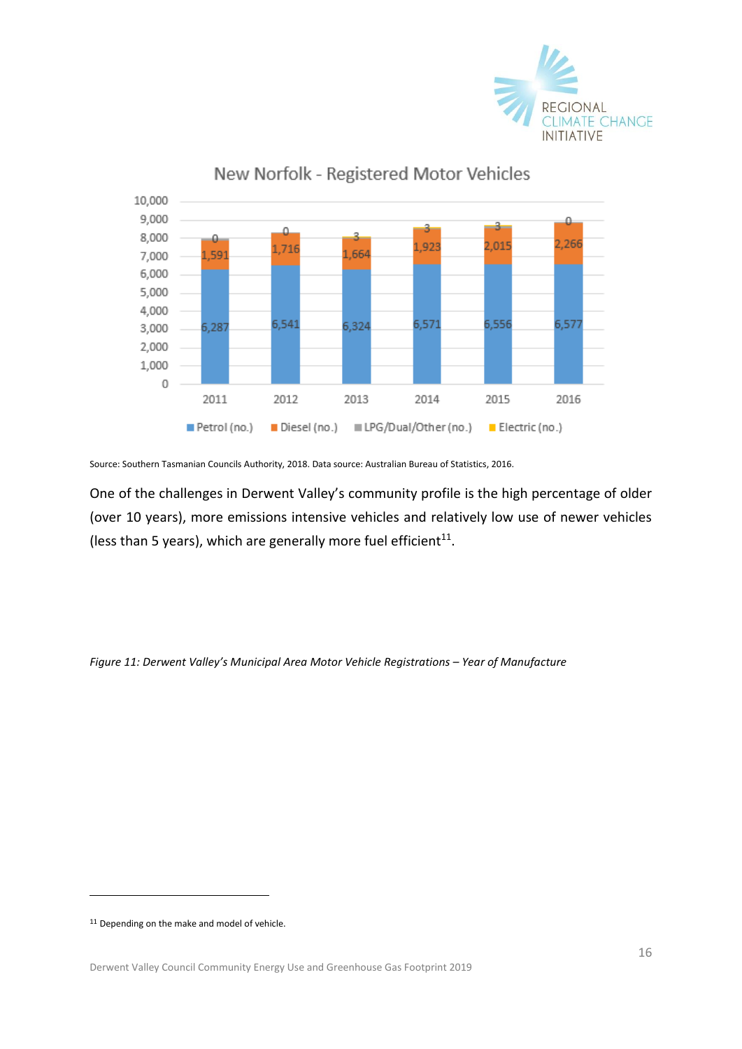New Norfolk - Registered Motor Vehicles

| Year | Petrol (no.) | Diesel (no.) | LPG/Dual/Other (no.) | Electric (no.) |
|---|---|---|---|---|
| 2011 | 6,287 | 1,591 | 0 | |
| 2012 | 6,541 | 1,716 | 0 | |
| 2013 | 6,324 | 1,664 | 3 | |
| 2014 | 6,571 | 1,923 | 3 | |
| 2015 | 6,556 | 2,015 | 3 | |
| 2016 | 6,577 | 2,266 | 0 | |

Source: Southern Tasmanian Councils Authority, 2018. Data source: Australian Bureau of Statistics, 2016.

One of the challenges in Derwent Valley's community profile is the high percentage of older (over 10 years), more emissions intensive vehicles and relatively low use of newer vehicles (less than 5 years), which are generally more fuel efficient[11].

*Figure 11: Derwent Valley's Municipal Area Motor Vehicle Registrations – Year of Manufacture*

[11] Depending on the make and model of vehicle.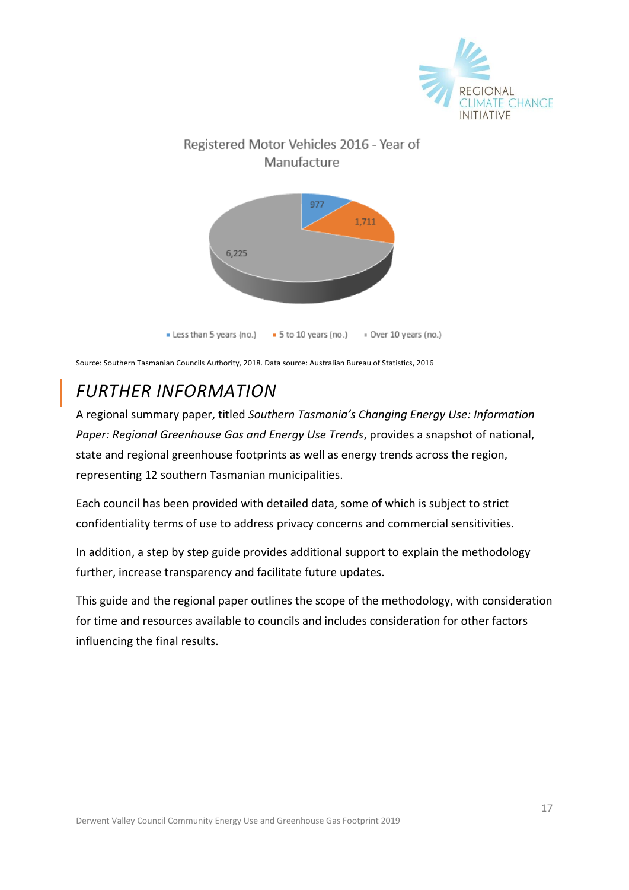Registered Motor Vehicles 2016 - Year of Manufacture

977

1,711

6,225

Less than 5 years (no.)
5 to 10 years (no.)
Over 10 years (no.)

Source: Southern Tasmanian Councils Authority, 2018. Data source: Australian Bureau of Statistics, 2016

# *FURTHER INFORMATION*

A regional summary paper, titled *Southern Tasmania's Changing Energy Use: Information Paper: Regional Greenhouse Gas and Energy Use Trends*, provides a snapshot of national, state and regional greenhouse footprints as well as energy trends across the region, representing 12 southern Tasmanian municipalities.

Each council has been provided with detailed data, some of which is subject to strict confidentiality terms of use to address privacy concerns and commercial sensitivities.

In addition, a step by step guide provides additional support to explain the methodology further, increase transparency and facilitate future updates.

This guide and the regional paper outlines the scope of the methodology, with consideration for time and resources available to councils and includes consideration for other factors influencing the final results.